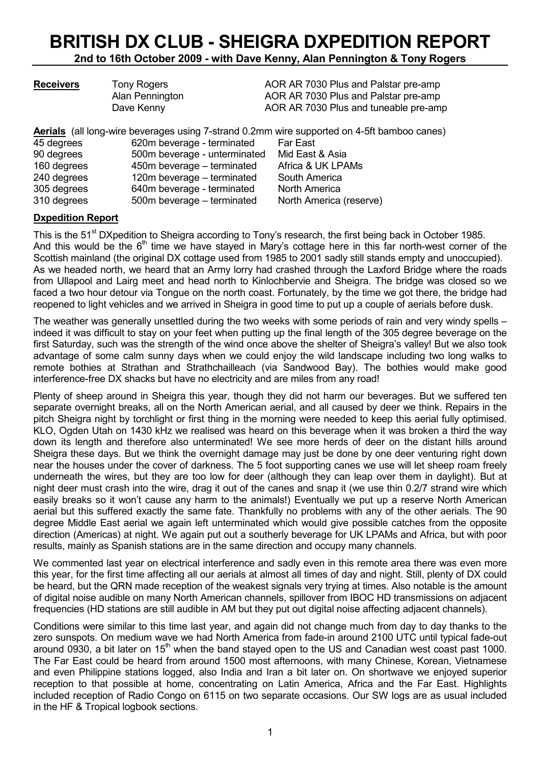# BRITISH DX CLUB - SHEIGRA DXPEDITION REPORT

**2nd to 16th October 2009 - with Dave Kenny, Alan Pennington & Tony Rogers**

| **Receivers** | | |
|---|---|---|
| | Tony Rogers | AOR AR 7030 Plus and Palstar pre-amp |
| | Alan Pennington | AOR AR 7030 Plus and Palstar pre-amp |
| | Dave Kenny | AOR AR 7030 Plus and tuneable pre-amp |

**Aerials** (all long-wire beverages using 7-strand 0.2mm wire supported on 4-5ft bamboo canes)

| | | |
|---|---|---|
| 45 degrees | 620m beverage - terminated | Far East |
| 90 degrees | 500m beverage - unterminated | Mid East & Asia |
| 160 degrees | 450m beverage – terminated | Africa & UK LPAMs |
| 240 degrees | 120m beverage – terminated | South America |
| 305 degrees | 640m beverage - terminated | North America |
| 310 degrees | 500m beverage – terminated | North America (reserve) |

**Dxpedition Report**

This is the 51st DXpedition to Sheigra according to Tony's research, the first being back in October 1985. And this would be the 6th time we have stayed in Mary's cottage here in this far north-west corner of the Scottish mainland (the original DX cottage used from 1985 to 2001 sadly still stands empty and unoccupied). As we headed north, we heard that an Army lorry had crashed through the Laxford Bridge where the roads from Ullapool and Lairg meet and head north to Kinlochbervie and Sheigra. The bridge was closed so we faced a two hour detour via Tongue on the north coast. Fortunately, by the time we got there, the bridge had reopened to light vehicles and we arrived in Sheigra in good time to put up a couple of aerials before dusk.

The weather was generally unsettled during the two weeks with some periods of rain and very windy spells – indeed it was difficult to stay on your feet when putting up the final length of the 305 degree beverage on the first Saturday, such was the strength of the wind once above the shelter of Sheigra's valley! But we also took advantage of some calm sunny days when we could enjoy the wild landscape including two long walks to remote bothies at Strathan and Strathchailleach (via Sandwood Bay). The bothies would make good interference-free DX shacks but have no electricity and are miles from any road!

Plenty of sheep around in Sheigra this year, though they did not harm our beverages. But we suffered ten separate overnight breaks, all on the North American aerial, and all caused by deer we think. Repairs in the pitch Sheigra night by torchlight or first thing in the morning were needed to keep this aerial fully optimised. KLO, Ogden Utah on 1430 kHz we realised was heard on this beverage when it was broken a third the way down its length and therefore also unterminated! We see more herds of deer on the distant hills around Sheigra these days. But we think the overnight damage may just be done by one deer venturing right down near the houses under the cover of darkness. The 5 foot supporting canes we use will let sheep roam freely underneath the wires, but they are too low for deer (although they can leap over them in daylight). But at night deer must crash into the wire, drag it out of the canes and snap it (we use thin 0.2/7 strand wire which easily breaks so it won't cause any harm to the animals!) Eventually we put up a reserve North American aerial but this suffered exactly the same fate. Thankfully no problems with any of the other aerials. The 90 degree Middle East aerial we again left unterminated which would give possible catches from the opposite direction (Americas) at night. We again put out a southerly beverage for UK LPAMs and Africa, but with poor results, mainly as Spanish stations are in the same direction and occupy many channels.

We commented last year on electrical interference and sadly even in this remote area there was even more this year, for the first time affecting all our aerials at almost all times of day and night. Still, plenty of DX could be heard, but the QRN made reception of the weakest signals very trying at times. Also notable is the amount of digital noise audible on many North American channels, spillover from IBOC HD transmissions on adjacent frequencies (HD stations are still audible in AM but they put out digital noise affecting adjacent channels).

Conditions were similar to this time last year, and again did not change much from day to day thanks to the zero sunspots. On medium wave we had North America from fade-in around 2100 UTC until typical fade-out around 0930, a bit later on 15th when the band stayed open to the US and Canadian west coast past 1000. The Far East could be heard from around 1500 most afternoons, with many Chinese, Korean, Vietnamese and even Philippine stations logged, also India and Iran a bit later on. On shortwave we enjoyed superior reception to that possible at home, concentrating on Latin America, Africa and the Far East. Highlights included reception of Radio Congo on 6115 on two separate occasions. Our SW logs are as usual included in the HF & Tropical logbook sections.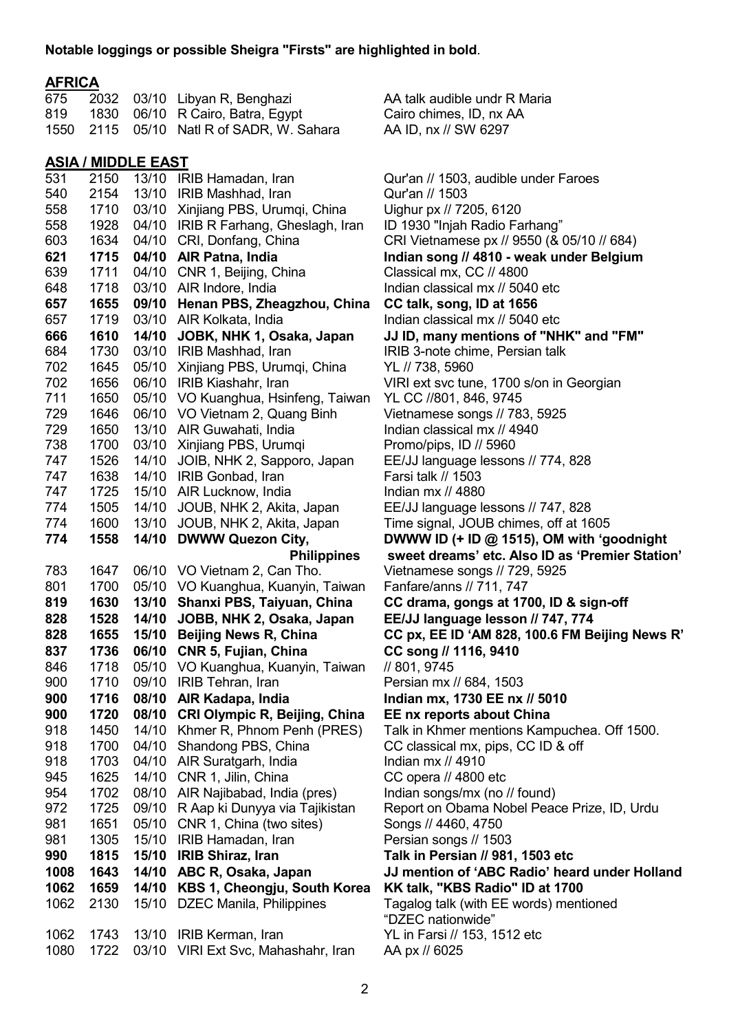**Notable loggings or possible Sheigra "Firsts" are highlighted in bold**.

## AFRICA

| | | | | |
|---|---|---|---|---|
| 675 | 2032 | 03/10 | Libyan R, Benghazi | AA talk audible undr R Maria |
| 819 | 1830 | 06/10 | R Cairo, Batra, Egypt | Cairo chimes, ID, nx AA |
| 1550 | 2115 | 05/10 | Natl R of SADR, W. Sahara | AA ID, nx // SW 6297 |

## ASIA / MIDDLE EAST

| | | | | |
|---|---|---|---|---|
| 531 | 2150 | 13/10 | IRIB Hamadan, Iran | Qur'an // 1503, audible under Faroes |
| 540 | 2154 | 13/10 | IRIB Mashhad, Iran | Qur'an // 1503 |
| 558 | 1710 | 03/10 | Xinjiang PBS, Urumqi, China | Uighur px // 7205, 6120 |
| 558 | 1928 | 04/10 | IRIB R Farhang, Gheslagh, Iran | ID 1930 "Injah Radio Farhang" |
| 603 | 1634 | 04/10 | CRI, Donfang, China | CRI Vietnamese px // 9550 (& 05/10 // 684) |
| **621** | **1715** | **04/10** | **AIR Patna, India** | **Indian song // 4810 - weak under Belgium** |
| 639 | 1711 | 04/10 | CNR 1, Beijing, China | Classical mx, CC // 4800 |
| 648 | 1718 | 03/10 | AIR Indore, India | Indian classical mx // 5040 etc |
| **657** | **1655** | **09/10** | **Henan PBS, Zheagzhou, China** | **CC talk, song, ID at 1656** |
| 657 | 1719 | 03/10 | AIR Kolkata, India | Indian classical mx // 5040 etc |
| **666** | **1610** | **14/10** | **JOBK, NHK 1, Osaka, Japan** | **JJ ID, many mentions of "NHK" and "FM"** |
| 684 | 1730 | 03/10 | IRIB Mashhad, Iran | IRIB 3-note chime, Persian talk |
| 702 | 1645 | 05/10 | Xinjiang PBS, Urumqi, China | YL // 738, 5960 |
| 702 | 1656 | 06/10 | IRIB Kiashahr, Iran | VIRI ext svc tune, 1700 s/on in Georgian |
| 711 | 1650 | 05/10 | VO Kuanghua, Hsinfeng, Taiwan | YL CC //801, 846, 9745 |
| 729 | 1646 | 06/10 | VO Vietnam 2, Quang Binh | Vietnamese songs // 783, 5925 |
| 729 | 1650 | 13/10 | AIR Guwahati, India | Indian classical mx // 4940 |
| 738 | 1700 | 03/10 | Xinjiang PBS, Urumqi | Promo/pips, ID // 5960 |
| 747 | 1526 | 14/10 | JOIB, NHK 2, Sapporo, Japan | EE/JJ language lessons // 774, 828 |
| 747 | 1638 | 14/10 | IRIB Gonbad, Iran | Farsi talk // 1503 |
| 747 | 1725 | 15/10 | AIR Lucknow, India | Indian mx // 4880 |
| 774 | 1505 | 14/10 | JOUB, NHK 2, Akita, Japan | EE/JJ language lessons // 747, 828 |
| 774 | 1600 | 13/10 | JOUB, NHK 2, Akita, Japan | Time signal, JOUB chimes, off at 1605 |
| **774** | **1558** | **14/10** | **DWWW Quezon City, Philippines** | **DWWW ID (+ ID @ 1515), OM with 'goodnight sweet dreams' etc. Also ID as 'Premier Station'** |
| 783 | 1647 | 06/10 | VO Vietnam 2, Can Tho. | Vietnamese songs // 729, 5925 |
| 801 | 1700 | 05/10 | VO Kuanghua, Kuanyin, Taiwan | Fanfare/anns // 711, 747 |
| **819** | **1630** | **13/10** | **Shanxi PBS, Taiyuan, China** | **CC drama, gongs at 1700, ID & sign-off** |
| **828** | **1528** | **14/10** | **JOBB, NHK 2, Osaka, Japan** | **EE/JJ language lesson // 747, 774** |
| **828** | **1655** | **15/10** | **Beijing News R, China** | **CC px, EE ID 'AM 828, 100.6 FM Beijing News R'** |
| **837** | **1736** | **06/10** | **CNR 5, Fujian, China** | **CC song // 1116, 9410** |
| 846 | 1718 | 05/10 | VO Kuanghua, Kuanyin, Taiwan | // 801, 9745 |
| 900 | 1710 | 09/10 | IRIB Tehran, Iran | Persian mx // 684, 1503 |
| **900** | **1716** | **08/10** | **AIR Kadapa, India** | **Indian mx, 1730 EE nx // 5010** |
| **900** | **1720** | **08/10** | **CRI Olympic R, Beijing, China** | **EE nx reports about China** |
| 918 | 1450 | 14/10 | Khmer R, Phnom Penh (PRES) | Talk in Khmer mentions Kampuchea. Off 1500. |
| 918 | 1700 | 04/10 | Shandong PBS, China | CC classical mx, pips, CC ID & off |
| 918 | 1703 | 04/10 | AIR Suratgarh, India | Indian mx // 4910 |
| 945 | 1625 | 14/10 | CNR 1, Jilin, China | CC opera // 4800 etc |
| 954 | 1702 | 08/10 | AIR Najibabad, India (pres) | Indian songs/mx (no // found) |
| 972 | 1725 | 09/10 | R Aap ki Dunyya via Tajikistan | Report on Obama Nobel Peace Prize, ID, Urdu |
| 981 | 1651 | 05/10 | CNR 1, China (two sites) | Songs // 4460, 4750 |
| 981 | 1305 | 15/10 | IRIB Hamadan, Iran | Persian songs // 1503 |
| **990** | **1815** | **15/10** | **IRIB Shiraz, Iran** | **Talk in Persian // 981, 1503 etc** |
| **1008** | **1643** | **14/10** | **ABC R, Osaka, Japan** | **JJ mention of 'ABC Radio' heard under Holland** |
| **1062** | **1659** | **14/10** | **KBS 1, Cheongju, South Korea** | **KK talk, "KBS Radio" ID at 1700** |
| 1062 | 2130 | 15/10 | DZEC Manila, Philippines | Tagalog talk (with EE words) mentioned "DZEC nationwide" |
| 1062 | 1743 | 13/10 | IRIB Kerman, Iran | YL in Farsi // 153, 1512 etc |
| 1080 | 1722 | 03/10 | VIRI Ext Svc, Mahashahr, Iran | AA px // 6025 |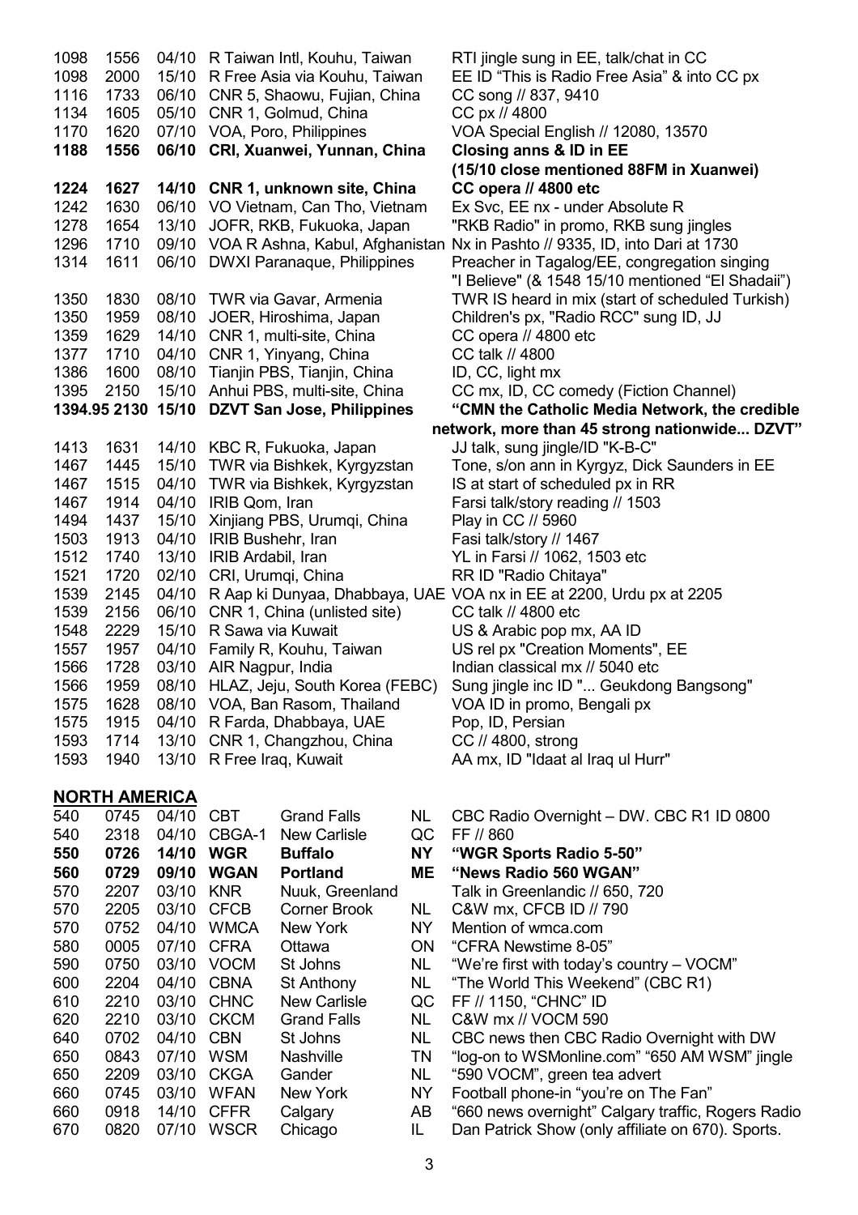| | | | | |
|---|---|---|---|---|
| 1098 | 1556 | 04/10 | R Taiwan Intl, Kouhu, Taiwan | RTI jingle sung in EE, talk/chat in CC |
| 1098 | 2000 | 15/10 | R Free Asia via Kouhu, Taiwan | EE ID "This is Radio Free Asia" & into CC px |
| 1116 | 1733 | 06/10 | CNR 5, Shaowu, Fujian, China | CC song // 837, 9410 |
| 1134 | 1605 | 05/10 | CNR 1, Golmud, China | CC px // 4800 |
| 1170 | 1620 | 07/10 | VOA, Poro, Philippines | VOA Special English // 12080, 13570 |
| **1188** | **1556** | **06/10** | **CRI, Xuanwei, Yunnan, China** | **Closing anns & ID in EE (15/10 close mentioned 88FM in Xuanwei)** |
| **1224** | **1627** | **14/10** | **CNR 1, unknown site, China** | **CC opera // 4800 etc** |
| 1242 | 1630 | 06/10 | VO Vietnam, Can Tho, Vietnam | Ex Svc, EE nx - under Absolute R |
| 1278 | 1654 | 13/10 | JOFR, RKB, Fukuoka, Japan | "RKB Radio" in promo, RKB sung jingles |
| 1296 | 1710 | 09/10 | VOA R Ashna, Kabul, Afghanistan | Nx in Pashto // 9335, ID, into Dari at 1730 |
| 1314 | 1611 | 06/10 | DWXI Paranaque, Philippines | Preacher in Tagalog/EE, congregation singing "I Believe" (& 1548 15/10 mentioned "El Shadaii") |
| 1350 | 1830 | 08/10 | TWR via Gavar, Armenia | TWR IS heard in mix (start of scheduled Turkish) |
| 1350 | 1959 | 08/10 | JOER, Hiroshima, Japan | Children's px, "Radio RCC" sung ID, JJ |
| 1359 | 1629 | 14/10 | CNR 1, multi-site, China | CC opera // 4800 etc |
| 1377 | 1710 | 04/10 | CNR 1, Yinyang, China | CC talk // 4800 |
| 1386 | 1600 | 08/10 | Tianjin PBS, Tianjin, China | ID, CC, light mx |
| 1395 | 2150 | 15/10 | Anhui PBS, multi-site, China | CC mx, ID, CC comedy (Fiction Channel) |
| **1394.95** | **2130** | **15/10** | **DZVT San Jose, Philippines** | **"CMN the Catholic Media Network, the credible network, more than 45 strong nationwide... DZVT"** |
| 1413 | 1631 | 14/10 | KBC R, Fukuoka, Japan | JJ talk, sung jingle/ID "K-B-C" |
| 1467 | 1445 | 15/10 | TWR via Bishkek, Kyrgyzstan | Tone, s/on ann in Kyrgyz, Dick Saunders in EE |
| 1467 | 1515 | 04/10 | TWR via Bishkek, Kyrgyzstan | IS at start of scheduled px in RR |
| 1467 | 1914 | 04/10 | IRIB Qom, Iran | Farsi talk/story reading // 1503 |
| 1494 | 1437 | 15/10 | Xinjiang PBS, Urumqi, China | Play in CC // 5960 |
| 1503 | 1913 | 04/10 | IRIB Bushehr, Iran | Fasi talk/story // 1467 |
| 1512 | 1740 | 13/10 | IRIB Ardabil, Iran | YL in Farsi // 1062, 1503 etc |
| 1521 | 1720 | 02/10 | CRI, Urumqi, China | RR ID "Radio Chitaya" |
| 1539 | 2145 | 04/10 | R Aap ki Dunyaa, Dhabbaya, UAE | VOA nx in EE at 2200, Urdu px at 2205 |
| 1539 | 2156 | 06/10 | CNR 1, China (unlisted site) | CC talk // 4800 etc |
| 1548 | 2229 | 15/10 | R Sawa via Kuwait | US & Arabic pop mx, AA ID |
| 1557 | 1957 | 04/10 | Family R, Kouhu, Taiwan | US rel px "Creation Moments", EE |
| 1566 | 1728 | 03/10 | AIR Nagpur, India | Indian classical mx // 5040 etc |
| 1566 | 1959 | 08/10 | HLAZ, Jeju, South Korea (FEBC) | Sung jingle inc ID "... Geukdong Bangsong" |
| 1575 | 1628 | 08/10 | VOA, Ban Rasom, Thailand | VOA ID in promo, Bengali px |
| 1575 | 1915 | 04/10 | R Farda, Dhabbaya, UAE | Pop, ID, Persian |
| 1593 | 1714 | 13/10 | CNR 1, Changzhou, China | CC // 4800, strong |
| 1593 | 1940 | 13/10 | R Free Iraq, Kuwait | AA mx, ID "Idaat al Iraq ul Hurr" |

## NORTH AMERICA

| | | | | | | |
|---|---|---|---|---|---|---|
| 540 | 0745 | 04/10 | CBT | Grand Falls | NL | CBC Radio Overnight – DW. CBC R1 ID 0800 |
| 540 | 2318 | 04/10 | CBGA-1 | New Carlisle | QC | FF // 860 |
| **550** | **0726** | **14/10** | **WGR** | **Buffalo** | **NY** | **"WGR Sports Radio 5-50"** |
| **560** | **0729** | **09/10** | **WGAN** | **Portland** | **ME** | **"News Radio 560 WGAN"** |
| 570 | 2207 | 03/10 | KNR | Nuuk, Greenland | | Talk in Greenlandic // 650, 720 |
| 570 | 2205 | 03/10 | CFCB | Corner Brook | NL | C&W mx, CFCB ID // 790 |
| 570 | 0752 | 04/10 | WMCA | New York | NY | Mention of wmca.com |
| 580 | 0005 | 07/10 | CFRA | Ottawa | ON | "CFRA Newstime 8-05" |
| 590 | 0750 | 03/10 | VOCM | St Johns | NL | "We're first with today's country – VOCM" |
| 600 | 2204 | 04/10 | CBNA | St Anthony | NL | "The World This Weekend" (CBC R1) |
| 610 | 2210 | 03/10 | CHNC | New Carlisle | QC | FF // 1150, "CHNC" ID |
| 620 | 2210 | 03/10 | CKCM | Grand Falls | NL | C&W mx // VOCM 590 |
| 640 | 0702 | 04/10 | CBN | St Johns | NL | CBC news then CBC Radio Overnight with DW |
| 650 | 0843 | 07/10 | WSM | Nashville | TN | "log-on to WSMonline.com" "650 AM WSM" jingle |
| 650 | 2209 | 03/10 | CKGA | Gander | NL | "590 VOCM", green tea advert |
| 660 | 0745 | 03/10 | WFAN | New York | NY | Football phone-in "you're on The Fan" |
| 660 | 0918 | 14/10 | CFFR | Calgary | AB | "660 news overnight" Calgary traffic, Rogers Radio |
| 670 | 0820 | 07/10 | WSCR | Chicago | IL | Dan Patrick Show (only affiliate on 670). Sports. |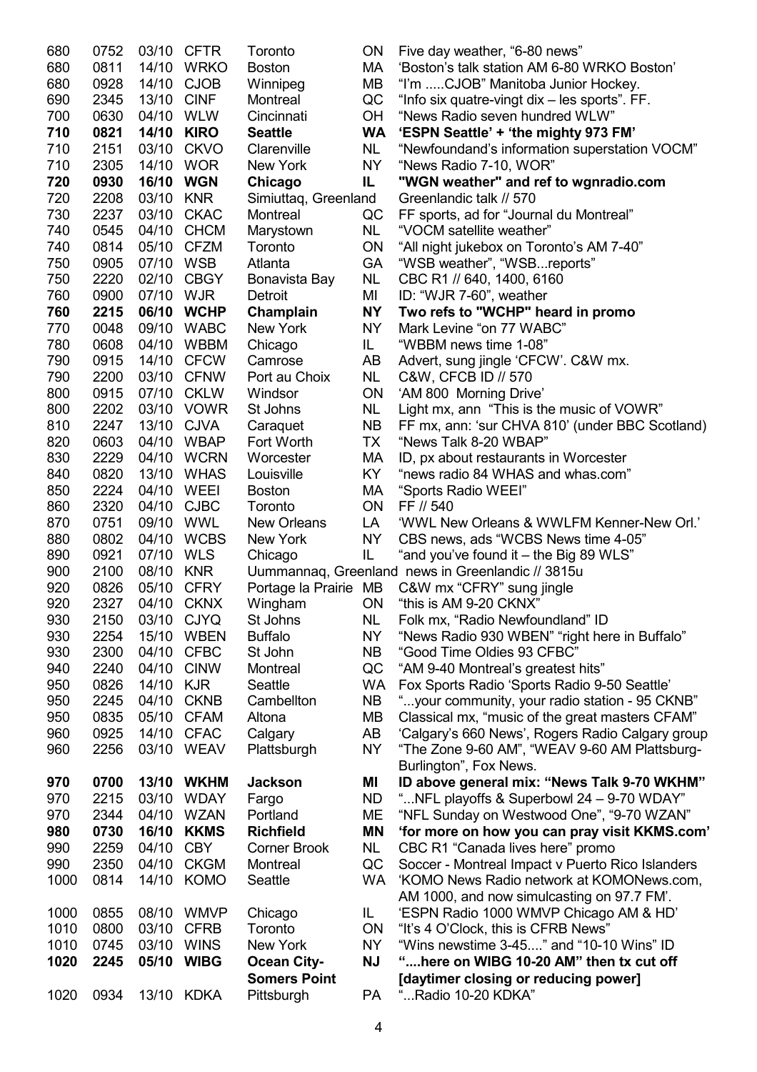| | | | | | | |
|---|---|---|---|---|---|---|
| 680 | 0752 | 03/10 | CFTR | Toronto | ON | Five day weather, "6-80 news" |
| 680 | 0811 | 14/10 | WRKO | Boston | MA | 'Boston's talk station AM 6-80 WRKO Boston' |
| 680 | 0928 | 14/10 | CJOB | Winnipeg | MB | "I'm .....CJOB" Manitoba Junior Hockey. |
| 690 | 2345 | 13/10 | CINF | Montreal | QC | "Info six quatre-vingt dix – les sports". FF. |
| 700 | 0630 | 04/10 | WLW | Cincinnati | OH | "News Radio seven hundred WLW" |
| **710** | **0821** | **14/10** | **KIRO** | **Seattle** | **WA** | **'ESPN Seattle' + 'the mighty 973 FM'** |
| 710 | 2151 | 03/10 | CKVO | Clarenville | NL | "Newfoundand's information superstation VOCM" |
| 710 | 2305 | 14/10 | WOR | New York | NY | "News Radio 7-10, WOR" |
| **720** | **0930** | **16/10** | **WGN** | **Chicago** | **IL** | **"WGN weather" and ref to wgnradio.com** |
| 720 | 2208 | 03/10 | KNR | Simiuttaq, Greenland | | Greenlandic talk // 570 |
| 730 | 2237 | 03/10 | CKAC | Montreal | QC | FF sports, ad for "Journal du Montreal" |
| 740 | 0545 | 04/10 | CHCM | Marystown | NL | "VOCM satellite weather" |
| 740 | 0814 | 05/10 | CFZM | Toronto | ON | "All night jukebox on Toronto's AM 7-40" |
| 750 | 0905 | 07/10 | WSB | Atlanta | GA | "WSB weather", "WSB...reports" |
| 750 | 2220 | 02/10 | CBGY | Bonavista Bay | NL | CBC R1 // 640, 1400, 6160 |
| 760 | 0900 | 07/10 | WJR | Detroit | MI | ID: "WJR 7-60", weather |
| **760** | **2215** | **06/10** | **WCHP** | **Champlain** | **NY** | **Two refs to "WCHP" heard in promo** |
| 770 | 0048 | 09/10 | WABC | New York | NY | Mark Levine "on 77 WABC" |
| 780 | 0608 | 04/10 | WBBM | Chicago | IL | "WBBM news time 1-08" |
| 790 | 0915 | 14/10 | CFCW | Camrose | AB | Advert, sung jingle 'CFCW'. C&W mx. |
| 790 | 2200 | 03/10 | CFNW | Port au Choix | NL | C&W, CFCB ID // 570 |
| 800 | 0915 | 07/10 | CKLW | Windsor | ON | 'AM 800 Morning Drive' |
| 800 | 2202 | 03/10 | VOWR | St Johns | NL | Light mx, ann "This is the music of VOWR" |
| 810 | 2247 | 13/10 | CJVA | Caraquet | NB | FF mx, ann: 'sur CHVA 810' (under BBC Scotland) |
| 820 | 0603 | 04/10 | WBAP | Fort Worth | TX | "News Talk 8-20 WBAP" |
| 830 | 2229 | 04/10 | WCRN | Worcester | MA | ID, px about restaurants in Worcester |
| 840 | 0820 | 13/10 | WHAS | Louisville | KY | "news radio 84 WHAS and whas.com" |
| 850 | 2224 | 04/10 | WEEI | Boston | MA | "Sports Radio WEEI" |
| 860 | 2320 | 04/10 | CJBC | Toronto | ON | FF // 540 |
| 870 | 0751 | 09/10 | WWL | New Orleans | LA | 'WWL New Orleans & WWLFM Kenner-New Orl.' |
| 880 | 0802 | 04/10 | WCBS | New York | NY | CBS news, ads "WCBS News time 4-05" |
| 890 | 0921 | 07/10 | WLS | Chicago | IL | "and you've found it – the Big 89 WLS" |
| 900 | 2100 | 08/10 | KNR | Uummannaq, Greenland | | news in Greenlandic // 3815u |
| 920 | 0826 | 05/10 | CFRY | Portage la Prairie | MB | C&W mx "CFRY" sung jingle |
| 920 | 2327 | 04/10 | CKNX | Wingham | ON | "this is AM 9-20 CKNX" |
| 930 | 2150 | 03/10 | CJYQ | St Johns | NL | Folk mx, "Radio Newfoundland" ID |
| 930 | 2254 | 15/10 | WBEN | Buffalo | NY | "News Radio 930 WBEN" "right here in Buffalo" |
| 930 | 2300 | 04/10 | CFBC | St John | NB | "Good Time Oldies 93 CFBC" |
| 940 | 2240 | 04/10 | CINW | Montreal | QC | "AM 9-40 Montreal's greatest hits" |
| 950 | 0826 | 14/10 | KJR | Seattle | WA | Fox Sports Radio 'Sports Radio 9-50 Seattle' |
| 950 | 2245 | 04/10 | CKNB | Cambellton | NB | "...your community, your radio station - 95 CKNB" |
| 950 | 0835 | 05/10 | CFAM | Altona | MB | Classical mx, "music of the great masters CFAM" |
| 960 | 0925 | 14/10 | CFAC | Calgary | AB | 'Calgary's 660 News', Rogers Radio Calgary group |
| 960 | 2256 | 03/10 | WEAV | Plattsburgh | NY | "The Zone 9-60 AM", "WEAV 9-60 AM Plattsburg-Burlington", Fox News. |
| **970** | **0700** | **13/10** | **WKHM** | **Jackson** | **MI** | **ID above general mix: "News Talk 9-70 WKHM"** |
| 970 | 2215 | 03/10 | WDAY | Fargo | ND | "...NFL playoffs & Superbowl 24 – 9-70 WDAY" |
| 970 | 2344 | 04/10 | WZAN | Portland | ME | "NFL Sunday on Westwood One", "9-70 WZAN" |
| **980** | **0730** | **16/10** | **KKMS** | **Richfield** | **MN** | **'for more on how you can pray visit KKMS.com'** |
| 990 | 2259 | 04/10 | CBY | Corner Brook | NL | CBC R1 "Canada lives here" promo |
| 990 | 2350 | 04/10 | CKGM | Montreal | QC | Soccer - Montreal Impact v Puerto Rico Islanders |
| 1000 | 0814 | 14/10 | KOMO | Seattle | WA | 'KOMO News Radio network at KOMONews.com, AM 1000, and now simulcasting on 97.7 FM'. |
| 1000 | 0855 | 08/10 | WMVP | Chicago | IL | 'ESPN Radio 1000 WMVP Chicago AM & HD' |
| 1010 | 0800 | 03/10 | CFRB | Toronto | ON | "It's 4 O'Clock, this is CFRB News" |
| 1010 | 0745 | 03/10 | WINS | New York | NY | "Wins newstime 3-45...." and "10-10 Wins" ID |
| **1020** | **2245** | **05/10** | **WIBG** | **Ocean City-Somers Point** | **NJ** | **"....here on WIBG 10-20 AM" then tx cut off [daytimer closing or reducing power]** |
| 1020 | 0934 | 13/10 | KDKA | Pittsburgh | PA | "...Radio 10-20 KDKA" |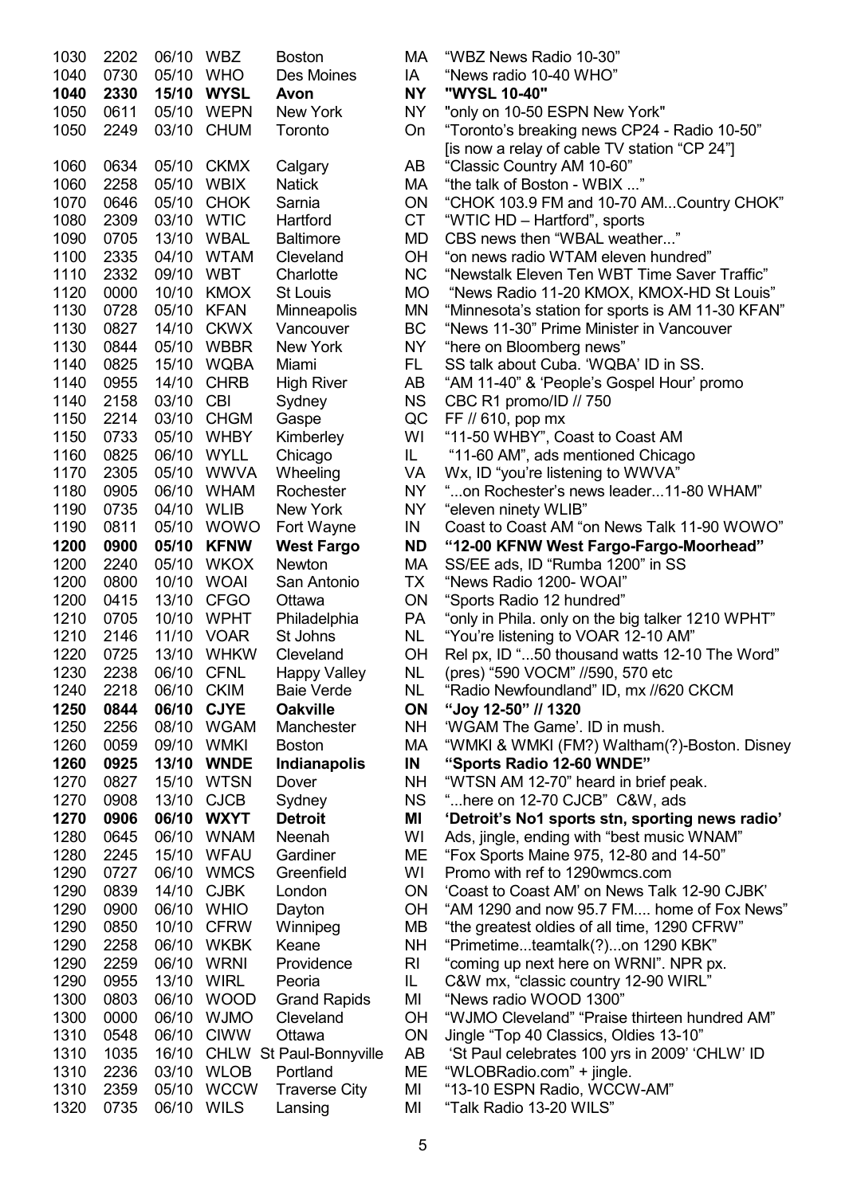| | | | | | | |
|---|---|---|---|---|---|---|
| 1030 | 2202 | 06/10 | WBZ | Boston | MA | "WBZ News Radio 10-30" |
| 1040 | 0730 | 05/10 | WHO | Des Moines | IA | "News radio 10-40 WHO" |
| **1040** | **2330** | **15/10** | **WYSL** | **Avon** | **NY** | **"WYSL 10-40"** |
| 1050 | 0611 | 05/10 | WEPN | New York | NY | "only on 10-50 ESPN New York" |
| 1050 | 2249 | 03/10 | CHUM | Toronto | On | "Toronto's breaking news CP24 - Radio 10-50" [is now a relay of cable TV station "CP 24"] |
| 1060 | 0634 | 05/10 | CKMX | Calgary | AB | "Classic Country AM 10-60" |
| 1060 | 2258 | 05/10 | WBIX | Natick | MA | "the talk of Boston - WBIX ..." |
| 1070 | 0646 | 05/10 | CHOK | Sarnia | ON | "CHOK 103.9 FM and 10-70 AM...Country CHOK" |
| 1080 | 2309 | 03/10 | WTIC | Hartford | CT | "WTIC HD – Hartford", sports |
| 1090 | 0705 | 13/10 | WBAL | Baltimore | MD | CBS news then "WBAL weather..." |
| 1100 | 2335 | 04/10 | WTAM | Cleveland | OH | "on news radio WTAM eleven hundred" |
| 1110 | 2332 | 09/10 | WBT | Charlotte | NC | "Newstalk Eleven Ten WBT Time Saver Traffic" |
| 1120 | 0000 | 10/10 | KMOX | St Louis | MO | "News Radio 11-20 KMOX, KMOX-HD St Louis" |
| 1130 | 0728 | 05/10 | KFAN | Minneapolis | MN | "Minnesota's station for sports is AM 11-30 KFAN" |
| 1130 | 0827 | 14/10 | CKWX | Vancouver | BC | "News 11-30" Prime Minister in Vancouver |
| 1130 | 0844 | 05/10 | WBBR | New York | NY | "here on Bloomberg news" |
| 1140 | 0825 | 15/10 | WQBA | Miami | FL | SS talk about Cuba. 'WQBA' ID in SS. |
| 1140 | 0955 | 14/10 | CHRB | High River | AB | "AM 11-40" & 'People's Gospel Hour' promo |
| 1140 | 2158 | 03/10 | CBI | Sydney | NS | CBC R1 promo/ID // 750 |
| 1150 | 2214 | 03/10 | CHGM | Gaspe | QC | FF // 610, pop mx |
| 1150 | 0733 | 05/10 | WHBY | Kimberley | WI | "11-50 WHBY", Coast to Coast AM |
| 1160 | 0825 | 06/10 | WYLL | Chicago | IL | "11-60 AM", ads mentioned Chicago |
| 1170 | 2305 | 05/10 | WWVA | Wheeling | VA | Wx, ID "you're listening to WWVA" |
| 1180 | 0905 | 06/10 | WHAM | Rochester | NY | "...on Rochester's news leader...11-80 WHAM" |
| 1190 | 0735 | 04/10 | WLIB | New York | NY | "eleven ninety WLIB" |
| 1190 | 0811 | 05/10 | WOWO | Fort Wayne | IN | Coast to Coast AM "on News Talk 11-90 WOWO" |
| **1200** | **0900** | **05/10** | **KFNW** | **West Fargo** | **ND** | **"12-00 KFNW West Fargo-Fargo-Moorhead"** |
| 1200 | 2240 | 05/10 | WKOX | Newton | MA | SS/EE ads, ID "Rumba 1200" in SS |
| 1200 | 0800 | 10/10 | WOAI | San Antonio | TX | "News Radio 1200- WOAI" |
| 1200 | 0415 | 13/10 | CFGO | Ottawa | ON | "Sports Radio 12 hundred" |
| 1210 | 0705 | 10/10 | WPHT | Philadelphia | PA | "only in Phila. only on the big talker 1210 WPHT" |
| 1210 | 2146 | 11/10 | VOAR | St Johns | NL | "You're listening to VOAR 12-10 AM" |
| 1220 | 0725 | 13/10 | WHKW | Cleveland | OH | Rel px, ID "...50 thousand watts 12-10 The Word" |
| 1230 | 2238 | 06/10 | CFNL | Happy Valley | NL | (pres) "590 VOCM" //590, 570 etc |
| 1240 | 2218 | 06/10 | CKIM | Baie Verde | NL | "Radio Newfoundland" ID, mx //620 CKCM |
| **1250** | **0844** | **06/10** | **CJYE** | **Oakville** | **ON** | **"Joy 12-50" // 1320** |
| 1250 | 2256 | 08/10 | WGAM | Manchester | NH | 'WGAM The Game'. ID in mush. |
| 1260 | 0059 | 09/10 | WMKI | Boston | MA | "WMKI & WMKI (FM?) Waltham(?)-Boston. Disney |
| **1260** | **0925** | **13/10** | **WNDE** | **Indianapolis** | **IN** | **"Sports Radio 12-60 WNDE"** |
| 1270 | 0827 | 15/10 | WTSN | Dover | NH | "WTSN AM 12-70" heard in brief peak. |
| 1270 | 0908 | 13/10 | CJCB | Sydney | NS | "...here on 12-70 CJCB" C&W, ads |
| **1270** | **0906** | **06/10** | **WXYT** | **Detroit** | **MI** | **'Detroit's No1 sports stn, sporting news radio'** |
| 1280 | 0645 | 06/10 | WNAM | Neenah | WI | Ads, jingle, ending with "best music WNAM" |
| 1280 | 2245 | 15/10 | WFAU | Gardiner | ME | "Fox Sports Maine 975, 12-80 and 14-50" |
| 1290 | 0727 | 06/10 | WMCS | Greenfield | WI | Promo with ref to 1290wmcs.com |
| 1290 | 0839 | 14/10 | CJBK | London | ON | 'Coast to Coast AM' on News Talk 12-90 CJBK' |
| 1290 | 0900 | 06/10 | WHIO | Dayton | OH | "AM 1290 and now 95.7 FM.... home of Fox News" |
| 1290 | 0850 | 10/10 | CFRW | Winnipeg | MB | "the greatest oldies of all time, 1290 CFRW" |
| 1290 | 2258 | 06/10 | WKBK | Keane | NH | "Primetime...teamtalk(?)...on 1290 KBK" |
| 1290 | 2259 | 06/10 | WRNI | Providence | RI | "coming up next here on WRNI". NPR px. |
| 1290 | 0955 | 13/10 | WIRL | Peoria | IL | C&W mx, "classic country 12-90 WIRL" |
| 1300 | 0803 | 06/10 | WOOD | Grand Rapids | MI | "News radio WOOD 1300" |
| 1300 | 0000 | 06/10 | WJMO | Cleveland | OH | "WJMO Cleveland" "Praise thirteen hundred AM" |
| 1310 | 0548 | 06/10 | CIWW | Ottawa | ON | Jingle "Top 40 Classics, Oldies 13-10" |
| 1310 | 1035 | 16/10 | CHLW | St Paul-Bonnyville | AB | 'St Paul celebrates 100 yrs in 2009' 'CHLW' ID |
| 1310 | 2236 | 03/10 | WLOB | Portland | ME | "WLOBRadio.com" + jingle. |
| 1310 | 2359 | 05/10 | WCCW | Traverse City | MI | "13-10 ESPN Radio, WCCW-AM" |
| 1320 | 0735 | 06/10 | WILS | Lansing | MI | "Talk Radio 13-20 WILS" |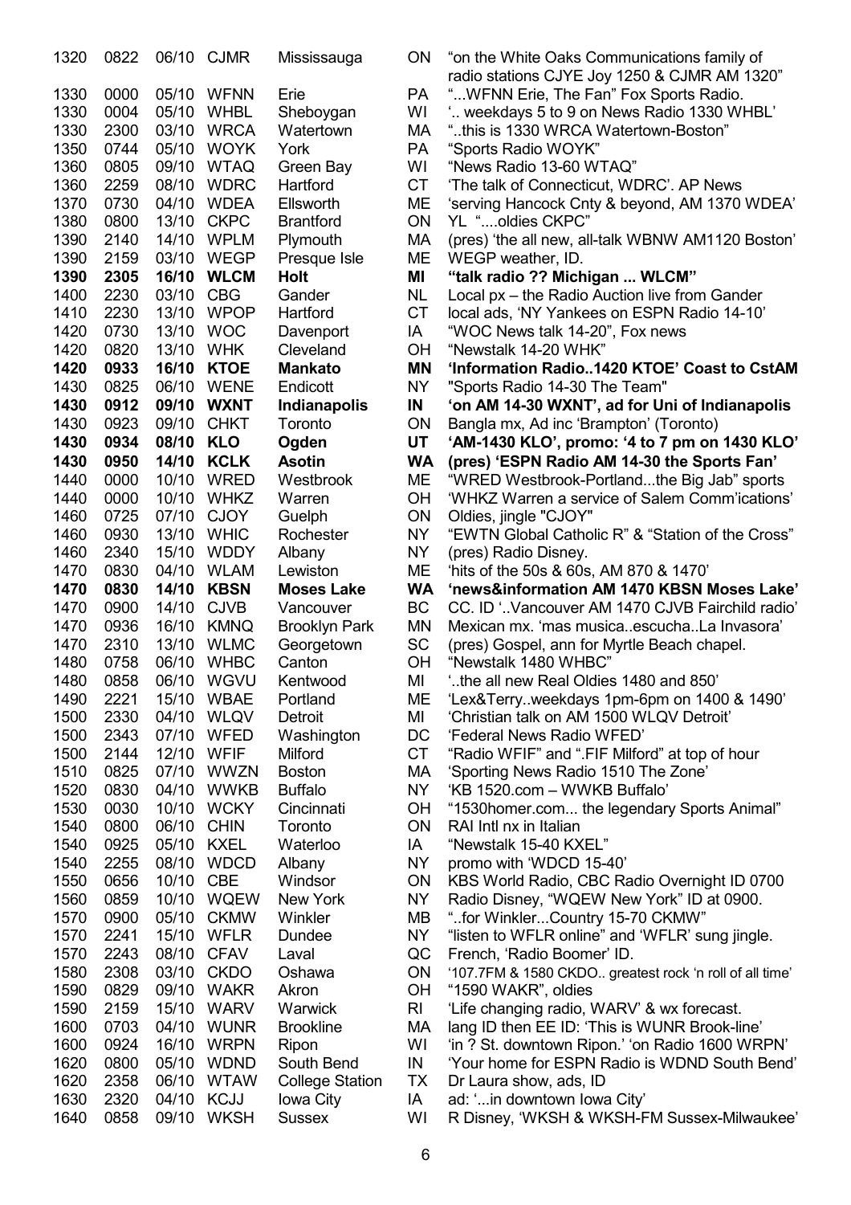| | | | | | | |
|---|---|---|---|---|---|---|
| 1320 | 0822 | 06/10 | CJMR | Mississauga | ON | "on the White Oaks Communications family of radio stations CJYE Joy 1250 & CJMR AM 1320" |
| 1330 | 0000 | 05/10 | WFNN | Erie | PA | "...WFNN Erie, The Fan" Fox Sports Radio. |
| 1330 | 0004 | 05/10 | WHBL | Sheboygan | WI | '.. weekdays 5 to 9 on News Radio 1330 WHBL' |
| 1330 | 2300 | 03/10 | WRCA | Watertown | MA | "..this is 1330 WRCA Watertown-Boston" |
| 1350 | 0744 | 05/10 | WOYK | York | PA | "Sports Radio WOYK" |
| 1360 | 0805 | 09/10 | WTAQ | Green Bay | WI | "News Radio 13-60 WTAQ" |
| 1360 | 2259 | 08/10 | WDRC | Hartford | CT | 'The talk of Connecticut, WDRC'. AP News |
| 1370 | 0730 | 04/10 | WDEA | Ellsworth | ME | 'serving Hancock Cnty & beyond, AM 1370 WDEA' |
| 1380 | 0800 | 13/10 | CKPC | Brantford | ON | YL "....oldies CKPC" |
| 1390 | 2140 | 14/10 | WPLM | Plymouth | MA | (pres) 'the all new, all-talk WBNW AM1120 Boston' |
| 1390 | 2159 | 03/10 | WEGP | Presque Isle | ME | WEGP weather, ID. |
| **1390** | **2305** | **16/10** | **WLCM** | **Holt** | **MI** | **"talk radio ?? Michigan ... WLCM"** |
| 1400 | 2230 | 03/10 | CBG | Gander | NL | Local px – the Radio Auction live from Gander |
| 1410 | 2230 | 13/10 | WPOP | Hartford | CT | local ads, 'NY Yankees on ESPN Radio 14-10' |
| 1420 | 0730 | 13/10 | WOC | Davenport | IA | "WOC News talk 14-20", Fox news |
| 1420 | 0820 | 13/10 | WHK | Cleveland | OH | "Newstalk 14-20 WHK" |
| **1420** | **0933** | **16/10** | **KTOE** | **Mankato** | **MN** | **'Information Radio..1420 KTOE' Coast to CstAM** |
| 1430 | 0825 | 06/10 | WENE | Endicott | NY | "Sports Radio 14-30 The Team" |
| **1430** | **0912** | **09/10** | **WXNT** | **Indianapolis** | **IN** | **'on AM 14-30 WXNT', ad for Uni of Indianapolis** |
| 1430 | 0923 | 09/10 | CHKT | Toronto | ON | Bangla mx, Ad inc 'Brampton' (Toronto) |
| **1430** | **0934** | **08/10** | **KLO** | **Ogden** | **UT** | **'AM-1430 KLO', promo: '4 to 7 pm on 1430 KLO'** |
| **1430** | **0950** | **14/10** | **KCLK** | **Asotin** | **WA** | **(pres) 'ESPN Radio AM 14-30 the Sports Fan'** |
| 1440 | 0000 | 10/10 | WRED | Westbrook | ME | "WRED Westbrook-Portland...the Big Jab" sports |
| 1440 | 0000 | 10/10 | WHKZ | Warren | OH | 'WHKZ Warren a service of Salem Comm'ications' |
| 1460 | 0725 | 07/10 | CJOY | Guelph | ON | Oldies, jingle "CJOY" |
| 1460 | 0930 | 13/10 | WHIC | Rochester | NY | "EWTN Global Catholic R" & "Station of the Cross" |
| 1460 | 2340 | 15/10 | WDDY | Albany | NY | (pres) Radio Disney. |
| 1470 | 0830 | 04/10 | WLAM | Lewiston | ME | 'hits of the 50s & 60s, AM 870 & 1470' |
| **1470** | **0830** | **14/10** | **KBSN** | **Moses Lake** | **WA** | **'news&information AM 1470 KBSN Moses Lake'** |
| 1470 | 0900 | 14/10 | CJVB | Vancouver | BC | CC. ID '..Vancouver AM 1470 CJVB Fairchild radio' |
| 1470 | 0936 | 16/10 | KMNQ | Brooklyn Park | MN | Mexican mx. 'mas musica..escucha..La Invasora' |
| 1470 | 2310 | 13/10 | WLMC | Georgetown | SC | (pres) Gospel, ann for Myrtle Beach chapel. |
| 1480 | 0758 | 06/10 | WHBC | Canton | OH | "Newstalk 1480 WHBC" |
| 1480 | 0858 | 06/10 | WGVU | Kentwood | MI | '..the all new Real Oldies 1480 and 850' |
| 1490 | 2221 | 15/10 | WBAE | Portland | ME | 'Lex&Terry..weekdays 1pm-6pm on 1400 & 1490' |
| 1500 | 2330 | 04/10 | WLQV | Detroit | MI | 'Christian talk on AM 1500 WLQV Detroit' |
| 1500 | 2343 | 07/10 | WFED | Washington | DC | 'Federal News Radio WFED' |
| 1500 | 2144 | 12/10 | WFIF | Milford | CT | "Radio WFIF" and ".FIF Milford" at top of hour |
| 1510 | 0825 | 07/10 | WWZN | Boston | MA | 'Sporting News Radio 1510 The Zone' |
| 1520 | 0830 | 04/10 | WWKB | Buffalo | NY | 'KB 1520.com – WWKB Buffalo' |
| 1530 | 0030 | 10/10 | WCKY | Cincinnati | OH | "1530homer.com... the legendary Sports Animal" |
| 1540 | 0800 | 06/10 | CHIN | Toronto | ON | RAI Intl nx in Italian |
| 1540 | 0925 | 05/10 | KXEL | Waterloo | IA | "Newstalk 15-40 KXEL" |
| 1540 | 2255 | 08/10 | WDCD | Albany | NY | promo with 'WDCD 15-40' |
| 1550 | 0656 | 10/10 | CBE | Windsor | ON | KBS World Radio, CBC Radio Overnight ID 0700 |
| 1560 | 0859 | 10/10 | WQEW | New York | NY | Radio Disney, "WQEW New York" ID at 0900. |
| 1570 | 0900 | 05/10 | CKMW | Winkler | MB | "..for Winkler...Country 15-70 CKMW" |
| 1570 | 2241 | 15/10 | WFLR | Dundee | NY | "listen to WFLR online" and 'WFLR' sung jingle. |
| 1570 | 2243 | 08/10 | CFAV | Laval | QC | French, 'Radio Boomer' ID. |
| 1580 | 2308 | 03/10 | CKDO | Oshawa | ON | '107.7FM & 1580 CKDO.. greatest rock 'n roll of all time' |
| 1590 | 0829 | 09/10 | WAKR | Akron | OH | "1590 WAKR", oldies |
| 1590 | 2159 | 15/10 | WARV | Warwick | RI | 'Life changing radio, WARV' & wx forecast. |
| 1600 | 0703 | 04/10 | WUNR | Brookline | MA | lang ID then EE ID: 'This is WUNR Brook-line' |
| 1600 | 0924 | 16/10 | WRPN | Ripon | WI | 'in ? St. downtown Ripon.' 'on Radio 1600 WRPN' |
| 1620 | 0800 | 05/10 | WDND | South Bend | IN | 'Your home for ESPN Radio is WDND South Bend' |
| 1620 | 2358 | 06/10 | WTAW | College Station | TX | Dr Laura show, ads, ID |
| 1630 | 2320 | 04/10 | KCJJ | Iowa City | IA | ad: '...in downtown Iowa City' |
| 1640 | 0858 | 09/10 | WKSH | Sussex | WI | R Disney, 'WKSH & WKSH-FM Sussex-Milwaukee' |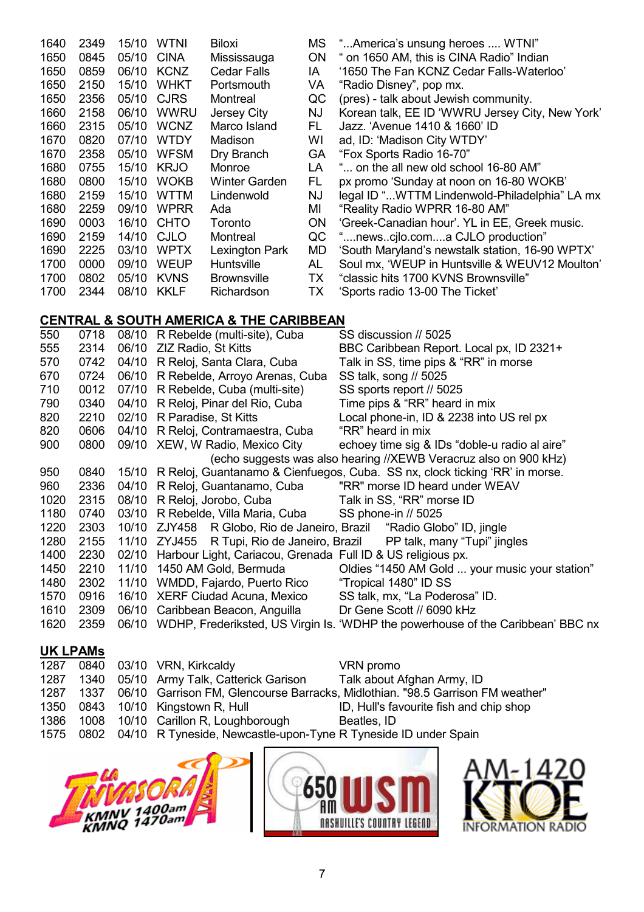| | | | | | | |
|---|---|---|---|---|---|---|
| 1640 | 2349 | 15/10 | WTNI | Biloxi | MS | "...America's unsung heroes .... WTNI" |
| 1650 | 0845 | 05/10 | CINA | Mississauga | ON | " on 1650 AM, this is CINA Radio" Indian |
| 1650 | 0859 | 06/10 | KCNZ | Cedar Falls | IA | '1650 The Fan KCNZ Cedar Falls-Waterloo' |
| 1650 | 2150 | 15/10 | WHKT | Portsmouth | VA | "Radio Disney", pop mx. |
| 1650 | 2356 | 05/10 | CJRS | Montreal | QC | (pres) - talk about Jewish community. |
| 1660 | 2158 | 06/10 | WWRU | Jersey City | NJ | Korean talk, EE ID 'WWRU Jersey City, New York' |
| 1660 | 2315 | 05/10 | WCNZ | Marco Island | FL | Jazz. 'Avenue 1410 & 1660' ID |
| 1670 | 0820 | 07/10 | WTDY | Madison | WI | ad, ID: 'Madison City WTDY' |
| 1670 | 2358 | 05/10 | WFSM | Dry Branch | GA | "Fox Sports Radio 16-70" |
| 1680 | 0755 | 15/10 | KRJO | Monroe | LA | "... on the all new old school 16-80 AM" |
| 1680 | 0800 | 15/10 | WOKB | Winter Garden | FL | px promo 'Sunday at noon on 16-80 WOKB' |
| 1680 | 2159 | 15/10 | WTTM | Lindenwold | NJ | legal ID "...WTTM Lindenwold-Philadelphia" LA mx |
| 1680 | 2259 | 09/10 | WPRR | Ada | MI | "Reality Radio WPRR 16-80 AM" |
| 1690 | 0003 | 16/10 | CHTO | Toronto | ON | 'Greek-Canadian hour'. YL in EE, Greek music. |
| 1690 | 2159 | 14/10 | CJLO | Montreal | QC | "....news..cjlo.com....a CJLO production" |
| 1690 | 2225 | 03/10 | WPTX | Lexington Park | MD | 'South Maryland's newstalk station, 16-90 WPTX' |
| 1700 | 0000 | 09/10 | WEUP | Huntsville | AL | Soul mx, 'WEUP in Huntsville & WEUV12 Moulton' |
| 1700 | 0802 | 05/10 | KVNS | Brownsville | TX | "classic hits 1700 KVNS Brownsville" |
| 1700 | 2344 | 08/10 | KKLF | Richardson | TX | 'Sports radio 13-00 The Ticket' |

## CENTRAL & SOUTH AMERICA & THE CARIBBEAN

| | | | | |
|---|---|---|---|---|
| 550 | 0718 | 08/10 | R Rebelde (multi-site), Cuba | SS discussion // 5025 |
| 555 | 2314 | 06/10 | ZIZ Radio, St Kitts | BBC Caribbean Report. Local px, ID 2321+ |
| 570 | 0742 | 04/10 | R Reloj, Santa Clara, Cuba | Talk in SS, time pips & "RR" in morse |
| 670 | 0724 | 06/10 | R Rebelde, Arroyo Arenas, Cuba | SS talk, song // 5025 |
| 710 | 0012 | 07/10 | R Rebelde, Cuba (multi-site) | SS sports report // 5025 |
| 790 | 0340 | 04/10 | R Reloj, Pinar del Rio, Cuba | Time pips & "RR" heard in mix |
| 820 | 2210 | 02/10 | R Paradise, St Kitts | Local phone-in, ID & 2238 into US rel px |
| 820 | 0606 | 04/10 | R Reloj, Contramaestra, Cuba | "RR" heard in mix |
| 900 | 0800 | 09/10 | XEW, W Radio, Mexico City | echoey time sig & IDs "doble-u radio al aire" (echo suggests was also hearing //XEWB Veracruz also on 900 kHz) |
| 950 | 0840 | 15/10 | R Reloj, Guantanamo & Cienfuegos, Cuba. | SS nx, clock ticking 'RR' in morse. |
| 960 | 2336 | 04/10 | R Reloj, Guantanamo, Cuba | "RR" morse ID heard under WEAV |
| 1020 | 2315 | 08/10 | R Reloj, Jorobo, Cuba | Talk in SS, "RR" morse ID |
| 1180 | 0740 | 03/10 | R Rebelde, Villa Maria, Cuba | SS phone-in // 5025 |
| 1220 | 2303 | 10/10 | ZJY458 R Globo, Rio de Janeiro, Brazil | "Radio Globo" ID, jingle |
| 1280 | 2155 | 11/10 | ZYJ455 R Tupi, Rio de Janeiro, Brazil | PP talk, many "Tupi" jingles |
| 1400 | 2230 | 02/10 | Harbour Light, Cariacou, Grenada | Full ID & US religious px. |
| 1450 | 2210 | 11/10 | 1450 AM Gold, Bermuda | Oldies "1450 AM Gold ... your music your station" |
| 1480 | 2302 | 11/10 | WMDD, Fajardo, Puerto Rico | "Tropical 1480" ID SS |
| 1570 | 0916 | 16/10 | XERF Ciudad Acuna, Mexico | SS talk, mx, "La Poderosa" ID. |
| 1610 | 2309 | 06/10 | Caribbean Beacon, Anguilla | Dr Gene Scott // 6090 kHz |
| 1620 | 2359 | 06/10 | WDHP, Frederiksted, US Virgin Is. | 'WDHP the powerhouse of the Caribbean' BBC nx |

## UK LPAMs

| | | | | |
|---|---|---|---|---|
| 1287 | 0840 | 03/10 | VRN, Kirkcaldy | VRN promo |
| 1287 | 1340 | 05/10 | Army Talk, Catterick Garison | Talk about Afghan Army, ID |
| 1287 | 1337 | 06/10 | Garrison FM, Glencourse Barracks, Midlothian. | "98.5 Garrison FM weather" |
| 1350 | 0843 | 10/10 | Kingstown R, Hull | ID, Hull's favourite fish and chip shop |
| 1386 | 1008 | 10/10 | Carillon R, Loughborough | Beatles, ID |
| 1575 | 0802 | 04/10 | R Tyneside, Newcastle-upon-Tyne | R Tyneside ID under Spain |